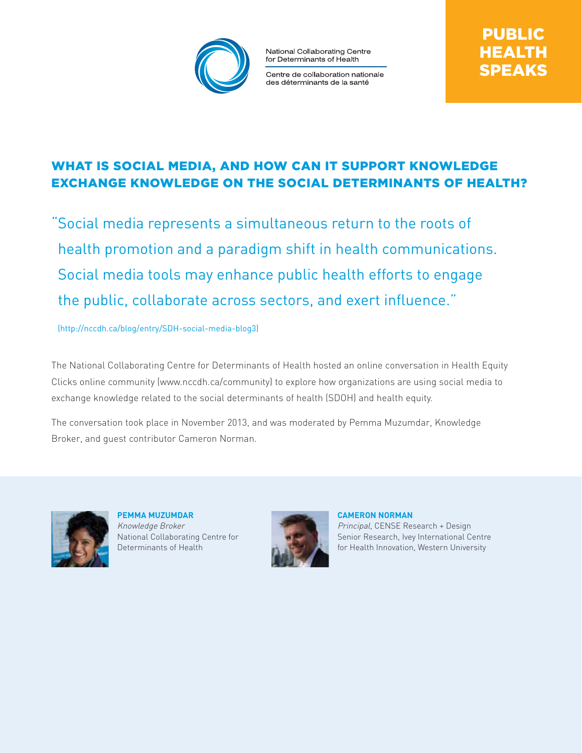National Collaborating Centre for Determinants of Health

Centre de collaboration nationale des déterminants de la santé

# PUBLIC HEALTH SPEAKS

## WHAT IS SOCIAL MEDIA, AND HOW CAN IT SUPPORT KNOWLEDGE EXCHANGE KNOWLEDGE ON THE SOCIAL DETERMINANTS OF HEALTH?

"Social media represents a simultaneous return to the roots of health promotion and a paradigm shift in health communications. Social media tools may enhance public health efforts to engage the public, collaborate across sectors, and exert influence."

(http://nccdh.ca/blog/entry/SDH-social-media-blog3)

The National Collaborating Centre for Determinants of Health hosted an online conversation in Health Equity Clicks online community (www.nccdh.ca/community) to explore how organizations are using social media to exchange knowledge related to the social determinants of health (SDOH) and health equity.

The conversation took place in November 2013, and was moderated by Pemma Muzumdar, Knowledge Broker, and guest contributor Cameron Norman.

**PEMMA MUZUMDAR**
*Knowledge Broker*
National Collaborating Centre for Determinants of Health

**CAMERON NORMAN**
*Principal*, CENSE Research + Design
Senior Research, Ivey International Centre for Health Innovation, Western University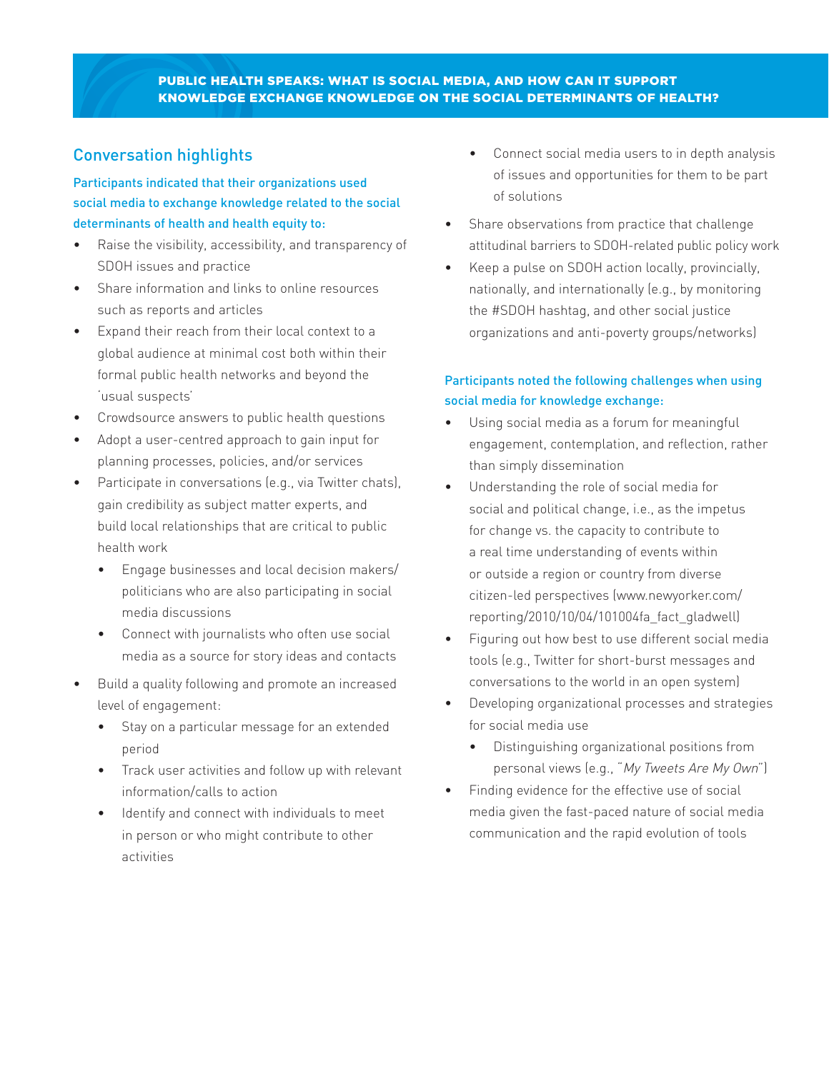# PUBLIC HEALTH SPEAKS: WHAT IS SOCIAL MEDIA, AND HOW CAN IT SUPPORT KNOWLEDGE EXCHANGE KNOWLEDGE ON THE SOCIAL DETERMINANTS OF HEALTH?

## Conversation highlights

**Participants indicated that their organizations used social media to exchange knowledge related to the social determinants of health and health equity to:**

- Raise the visibility, accessibility, and transparency of SDOH issues and practice
- Share information and links to online resources such as reports and articles
- Expand their reach from their local context to a global audience at minimal cost both within their formal public health networks and beyond the 'usual suspects'
- Crowdsource answers to public health questions
- Adopt a user-centred approach to gain input for planning processes, policies, and/or services
- Participate in conversations (e.g., via Twitter chats), gain credibility as subject matter experts, and build local relationships that are critical to public health work
  - Engage businesses and local decision makers/ politicians who are also participating in social media discussions
  - Connect with journalists who often use social media as a source for story ideas and contacts
- Build a quality following and promote an increased level of engagement:
  - Stay on a particular message for an extended period
  - Track user activities and follow up with relevant information/calls to action
  - Identify and connect with individuals to meet in person or who might contribute to other activities
  - Connect social media users to in depth analysis of issues and opportunities for them to be part of solutions
- Share observations from practice that challenge attitudinal barriers to SDOH-related public policy work
- Keep a pulse on SDOH action locally, provincially, nationally, and internationally (e.g., by monitoring the #SDOH hashtag, and other social justice organizations and anti-poverty groups/networks)

**Participants noted the following challenges when using social media for knowledge exchange:**

- Using social media as a forum for meaningful engagement, contemplation, and reflection, rather than simply dissemination
- Understanding the role of social media for social and political change, i.e., as the impetus for change vs. the capacity to contribute to a real time understanding of events within or outside a region or country from diverse citizen-led perspectives (www.newyorker.com/reporting/2010/10/04/101004fa_fact_gladwell)
- Figuring out how best to use different social media tools (e.g., Twitter for short-burst messages and conversations to the world in an open system)
- Developing organizational processes and strategies for social media use
  - Distinguishing organizational positions from personal views (e.g., "*My Tweets Are My Own*")
- Finding evidence for the effective use of social media given the fast-paced nature of social media communication and the rapid evolution of tools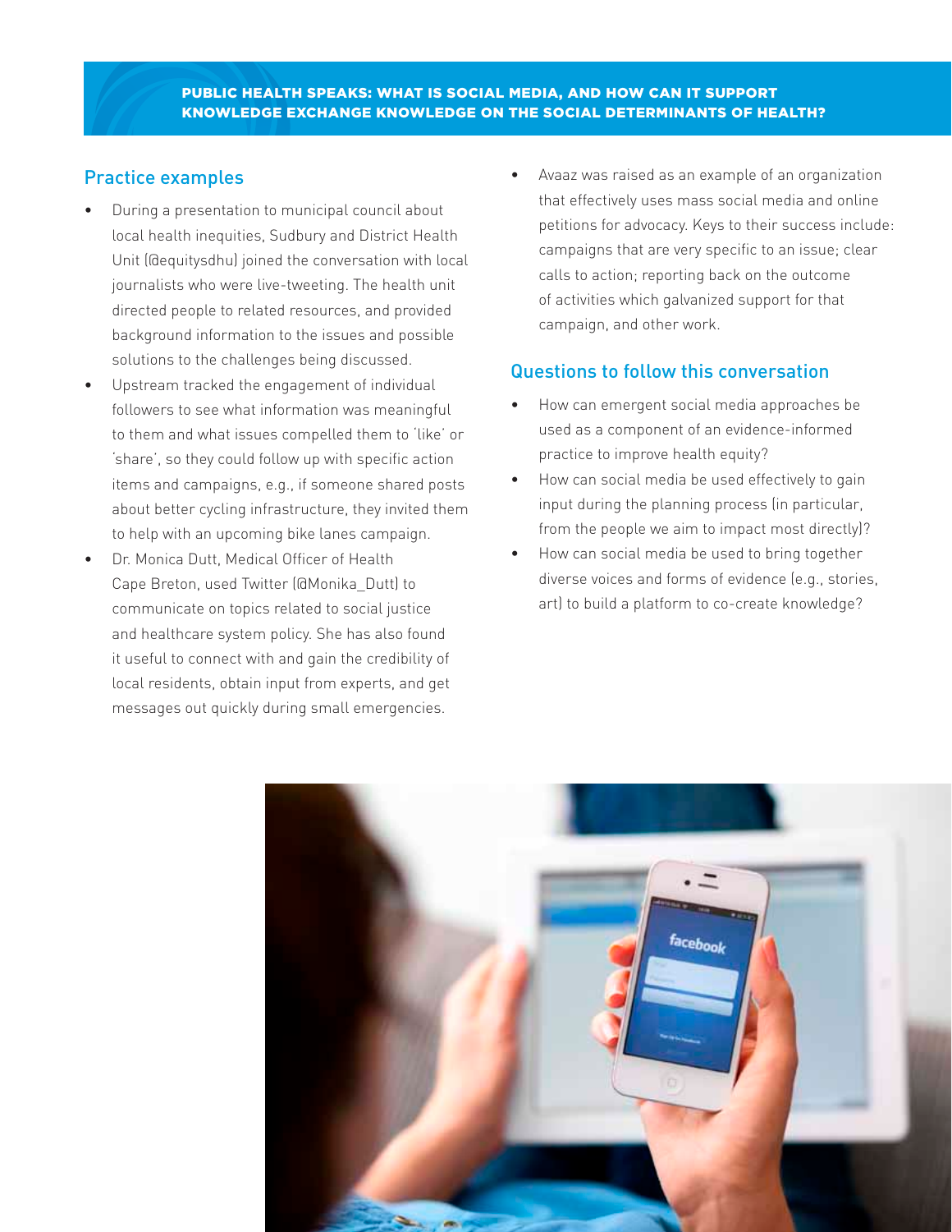## Practice examples

- During a presentation to municipal council about local health inequities, Sudbury and District Health Unit (@equitysdhu) joined the conversation with local journalists who were live-tweeting. The health unit directed people to related resources, and provided background information to the issues and possible solutions to the challenges being discussed.
- Upstream tracked the engagement of individual followers to see what information was meaningful to them and what issues compelled them to 'like' or 'share', so they could follow up with specific action items and campaigns, e.g., if someone shared posts about better cycling infrastructure, they invited them to help with an upcoming bike lanes campaign.
- Dr. Monica Dutt, Medical Officer of Health Cape Breton, used Twitter (@Monika_Dutt) to communicate on topics related to social justice and healthcare system policy. She has also found it useful to connect with and gain the credibility of local residents, obtain input from experts, and get messages out quickly during small emergencies.
- Avaaz was raised as an example of an organization that effectively uses mass social media and online petitions for advocacy. Keys to their success include: campaigns that are very specific to an issue; clear calls to action; reporting back on the outcome of activities which galvanized support for that campaign, and other work.

## Questions to follow this conversation

- How can emergent social media approaches be used as a component of an evidence-informed practice to improve health equity?
- How can social media be used effectively to gain input during the planning process (in particular, from the people we aim to impact most directly)?
- How can social media be used to bring together diverse voices and forms of evidence (e.g., stories, art) to build a platform to co-create knowledge?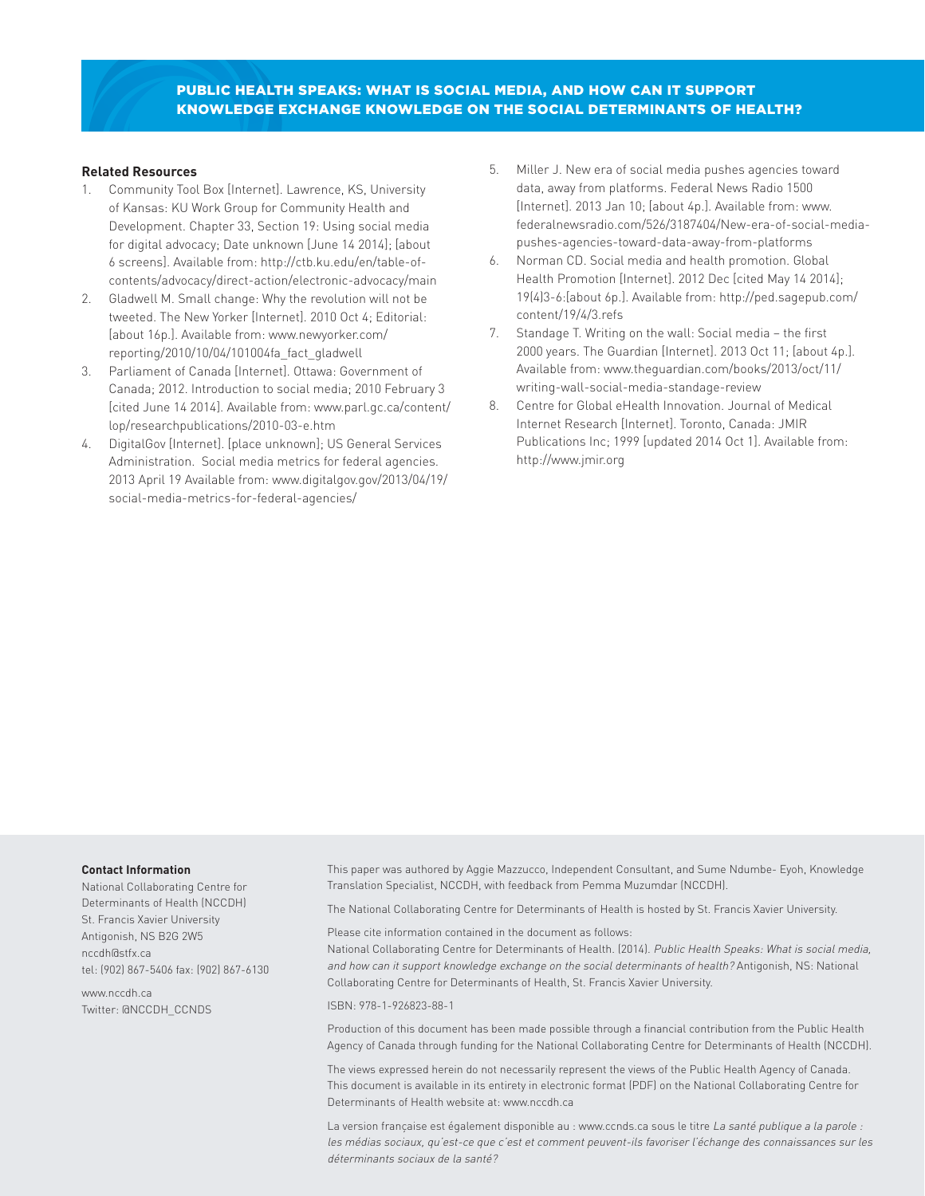# PUBLIC HEALTH SPEAKS: WHAT IS SOCIAL MEDIA, AND HOW CAN IT SUPPORT KNOWLEDGE EXCHANGE KNOWLEDGE ON THE SOCIAL DETERMINANTS OF HEALTH?

**Related Resources**

1. Community Tool Box [Internet]. Lawrence, KS, University of Kansas: KU Work Group for Community Health and Development. Chapter 33, Section 19: Using social media for digital advocacy; Date unknown [June 14 2014]; [about 6 screens]. Available from: http://ctb.ku.edu/en/table-of-contents/advocacy/direct-action/electronic-advocacy/main
2. Gladwell M. Small change: Why the revolution will not be tweeted. The New Yorker [Internet]. 2010 Oct 4; Editorial: [about 16p.]. Available from: www.newyorker.com/reporting/2010/10/04/101004fa_fact_gladwell
3. Parliament of Canada [Internet]. Ottawa: Government of Canada; 2012. Introduction to social media; 2010 February 3 [cited June 14 2014]. Available from: www.parl.gc.ca/content/lop/researchpublications/2010-03-e.htm
4. DigitalGov [Internet]. [place unknown]; US General Services Administration. Social media metrics for federal agencies. 2013 April 19 Available from: www.digitalgov.gov/2013/04/19/social-media-metrics-for-federal-agencies/
5. Miller J. New era of social media pushes agencies toward data, away from platforms. Federal News Radio 1500 [Internet]. 2013 Jan 10; [about 4p.]. Available from: www.federalnewsradio.com/526/3187404/New-era-of-social-media-pushes-agencies-toward-data-away-from-platforms
6. Norman CD. Social media and health promotion. Global Health Promotion [Internet]. 2012 Dec [cited May 14 2014]; 19(4)3-6:[about 6p.]. Available from: http://ped.sagepub.com/content/19/4/3.refs
7. Standage T. Writing on the wall: Social media – the first 2000 years. The Guardian [Internet]. 2013 Oct 11; [about 4p.]. Available from: www.theguardian.com/books/2013/oct/11/writing-wall-social-media-standage-review
8. Centre for Global eHealth Innovation. Journal of Medical Internet Research [Internet]. Toronto, Canada: JMIR Publications Inc; 1999 [updated 2014 Oct 1]. Available from: http://www.jmir.org

**Contact Information**

National Collaborating Centre for Determinants of Health (NCCDH)
St. Francis Xavier University
Antigonish, NS B2G 2W5
nccdh@stfx.ca
tel: (902) 867-5406 fax: (902) 867-6130

www.nccdh.ca
Twitter: @NCCDH_CCNDS

This paper was authored by Aggie Mazzucco, Independent Consultant, and Sume Ndumbe- Eyoh, Knowledge Translation Specialist, NCCDH, with feedback from Pemma Muzumdar (NCCDH).

The National Collaborating Centre for Determinants of Health is hosted by St. Francis Xavier University.

Please cite information contained in the document as follows:
National Collaborating Centre for Determinants of Health. (2014). *Public Health Speaks: What is social media, and how can it support knowledge exchange on the social determinants of health?* Antigonish, NS: National Collaborating Centre for Determinants of Health, St. Francis Xavier University.

ISBN: 978-1-926823-88-1

Production of this document has been made possible through a financial contribution from the Public Health Agency of Canada through funding for the National Collaborating Centre for Determinants of Health (NCCDH).

The views expressed herein do not necessarily represent the views of the Public Health Agency of Canada. This document is available in its entirety in electronic format (PDF) on the National Collaborating Centre for Determinants of Health website at: www.nccdh.ca

La version française est également disponible au : www.ccnds.ca sous le titre *La santé publique a la parole : les médias sociaux, qu'est-ce que c'est et comment peuvent-ils favoriser l'échange des connaissances sur les déterminants sociaux de la santé?*